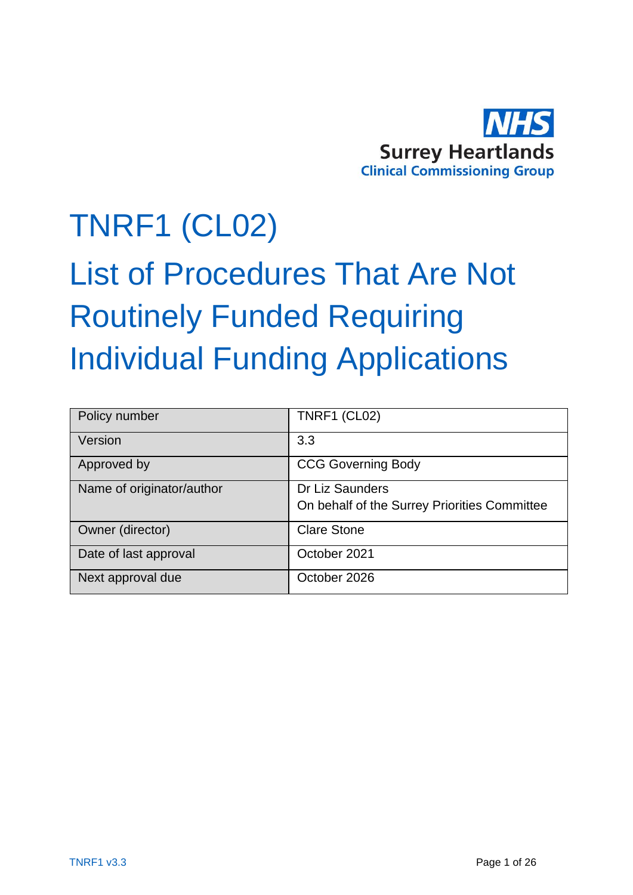NHS

Surrey Heartlands
Clinical Commissioning Group

# TNRF1 (CL02)

# List of Procedures That Are Not Routinely Funded Requiring Individual Funding Applications

| Policy number | TNRF1 (CL02) |
|---|---|
| Version | 3.3 |
| Approved by | CCG Governing Body |
| Name of originator/author | Dr Liz Saunders<br>On behalf of the Surrey Priorities Committee |
| Owner (director) | Clare Stone |
| Date of last approval | October 2021 |
| Next approval due | October 2026 |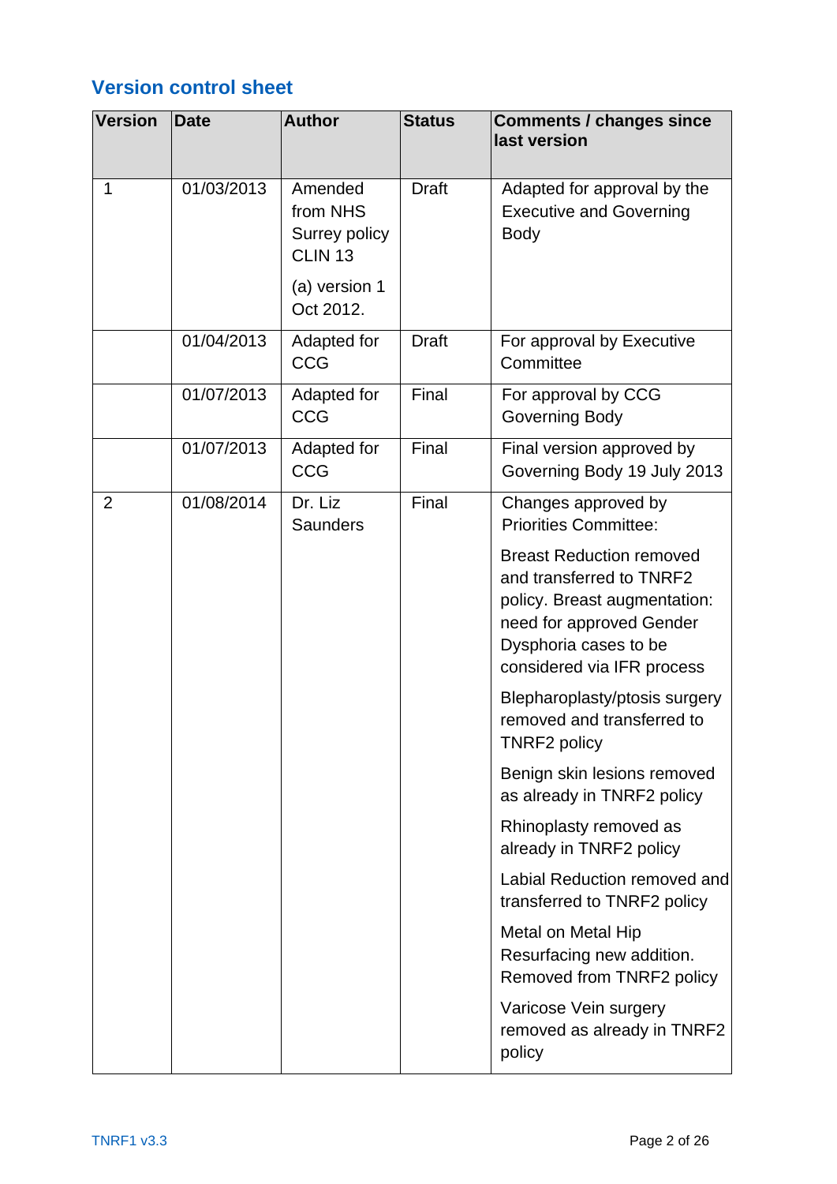## Version control sheet

| Version | Date | Author | Status | Comments / changes since last version |
|---|---|---|---|---|
| 1 | 01/03/2013 | Amended from NHS Surrey policy CLIN 13 (a) version 1 Oct 2012. | Draft | Adapted for approval by the Executive and Governing Body |
| | 01/04/2013 | Adapted for CCG | Draft | For approval by Executive Committee |
| | 01/07/2013 | Adapted for CCG | Final | For approval by CCG Governing Body |
| | 01/07/2013 | Adapted for CCG | Final | Final version approved by Governing Body 19 July 2013 |
| 2 | 01/08/2014 | Dr. Liz Saunders | Final | Changes approved by Priorities Committee: Breast Reduction removed and transferred to TNRF2 policy. Breast augmentation: need for approved Gender Dysphoria cases to be considered via IFR process Blepharoplasty/ptosis surgery removed and transferred to TNRF2 policy Benign skin lesions removed as already in TNRF2 policy Rhinoplasty removed as already in TNRF2 policy Labial Reduction removed and transferred to TNRF2 policy Metal on Metal Hip Resurfacing new addition. Removed from TNRF2 policy Varicose Vein surgery removed as already in TNRF2 policy |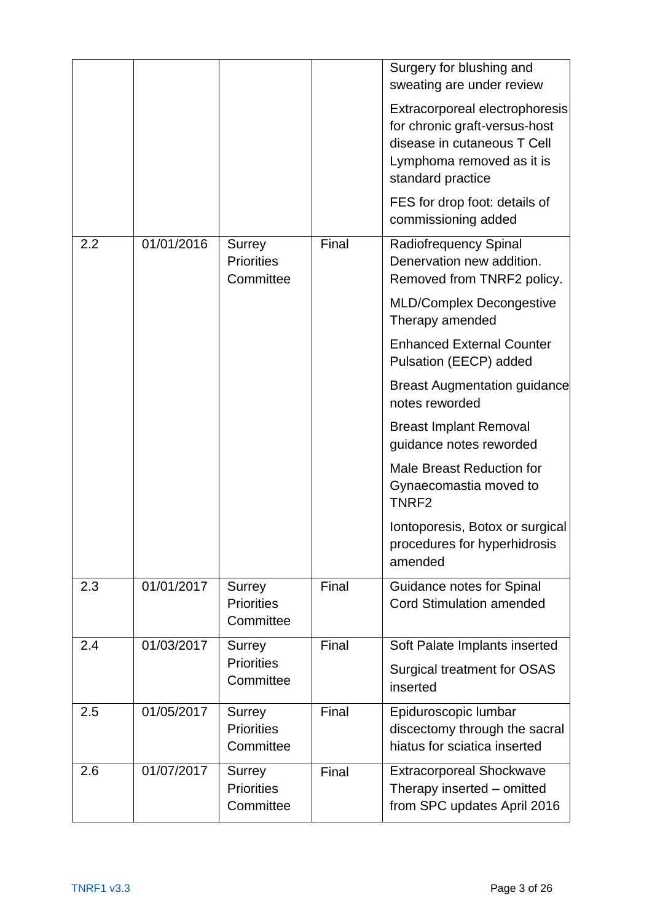| | | | | |
|---|---|---|---|---|
| | | | | Surgery for blushing and sweating are under review<br><br>Extracorporeal electrophoresis for chronic graft-versus-host disease in cutaneous T Cell Lymphoma removed as it is standard practice<br><br>FES for drop foot: details of commissioning added |
| 2.2 | 01/01/2016 | Surrey Priorities Committee | Final | Radiofrequency Spinal Denervation new addition. Removed from TNRF2 policy.<br><br>MLD/Complex Decongestive Therapy amended<br><br>Enhanced External Counter Pulsation (EECP) added<br><br>Breast Augmentation guidance notes reworded<br><br>Breast Implant Removal guidance notes reworded<br><br>Male Breast Reduction for Gynaecomastia moved to TNRF2<br><br>Iontoporesis, Botox or surgical procedures for hyperhidrosis amended |
| 2.3 | 01/01/2017 | Surrey Priorities Committee | Final | Guidance notes for Spinal Cord Stimulation amended |
| 2.4 | 01/03/2017 | Surrey Priorities Committee | Final | Soft Palate Implants inserted<br><br>Surgical treatment for OSAS inserted |
| 2.5 | 01/05/2017 | Surrey Priorities Committee | Final | Epiduroscopic lumbar discectomy through the sacral hiatus for sciatica inserted |
| 2.6 | 01/07/2017 | Surrey Priorities Committee | Final | Extracorporeal Shockwave Therapy inserted – omitted from SPC updates April 2016 |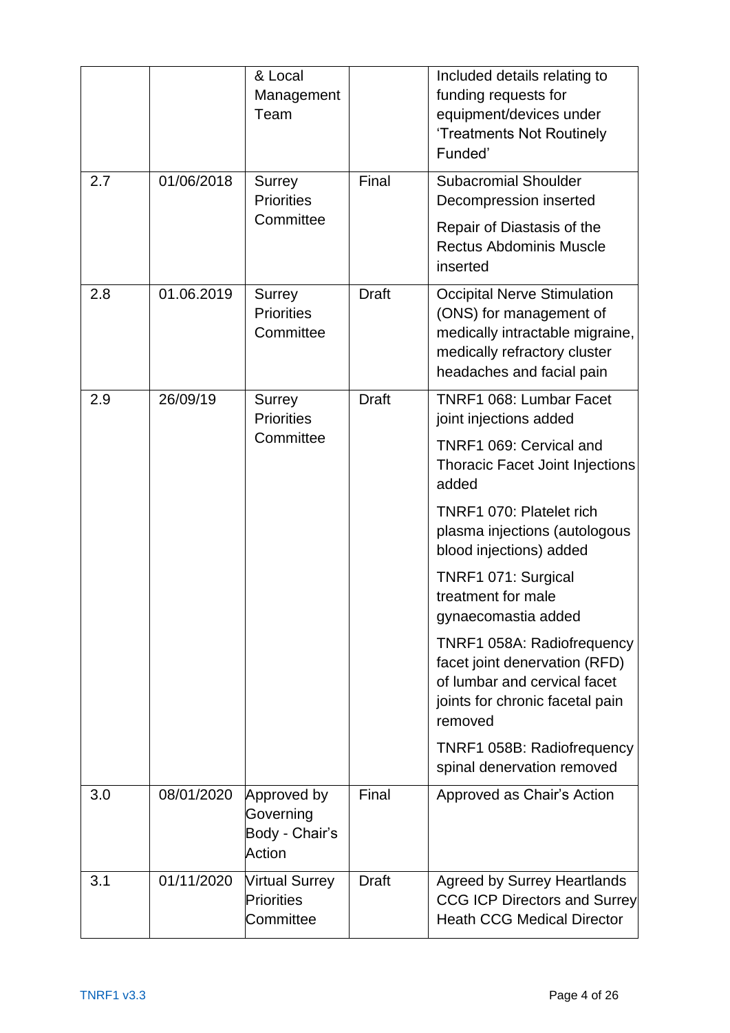| | | & Local Management Team | | Included details relating to funding requests for equipment/devices under 'Treatments Not Routinely Funded' |
|---|---|---|---|---|
| 2.7 | 01/06/2018 | Surrey Priorities Committee | Final | Subacromial Shoulder Decompression inserted<br>Repair of Diastasis of the Rectus Abdominis Muscle inserted |
| 2.8 | 01.06.2019 | Surrey Priorities Committee | Draft | Occipital Nerve Stimulation (ONS) for management of medically intractable migraine, medically refractory cluster headaches and facial pain |
| 2.9 | 26/09/19 | Surrey Priorities Committee | Draft | TNRF1 068: Lumbar Facet joint injections added<br>TNRF1 069: Cervical and Thoracic Facet Joint Injections added<br>TNRF1 070: Platelet rich plasma injections (autologous blood injections) added<br>TNRF1 071: Surgical treatment for male gynaecomastia added<br>TNRF1 058A: Radiofrequency facet joint denervation (RFD) of lumbar and cervical facet joints for chronic facetal pain removed<br>TNRF1 058B: Radiofrequency spinal denervation removed |
| 3.0 | 08/01/2020 | Approved by Governing Body - Chair's Action | Final | Approved as Chair's Action |
| 3.1 | 01/11/2020 | Virtual Surrey Priorities Committee | Draft | Agreed by Surrey Heartlands CCG ICP Directors and Surrey Heath CCG Medical Director |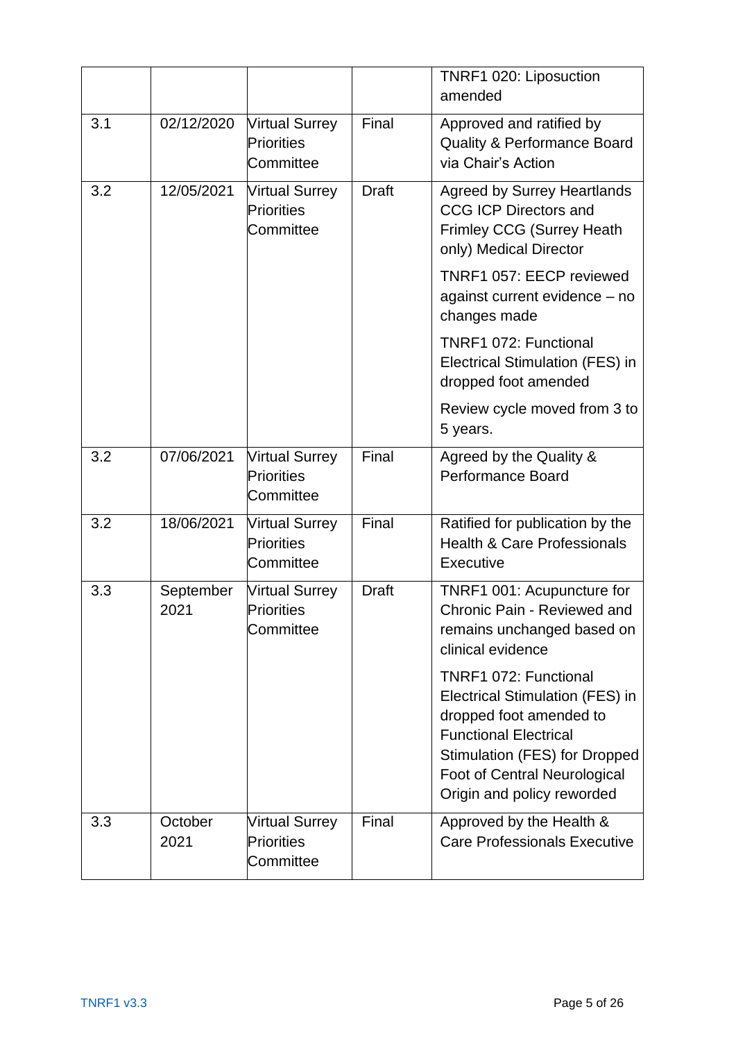| | | | | |
|---|---|---|---|---|
| | | | | TNRF1 020: Liposuction amended |
| 3.1 | 02/12/2020 | Virtual Surrey Priorities Committee | Final | Approved and ratified by Quality & Performance Board via Chair's Action |
| 3.2 | 12/05/2021 | Virtual Surrey Priorities Committee | Draft | Agreed by Surrey Heartlands CCG ICP Directors and Frimley CCG (Surrey Heath only) Medical Director<br><br>TNRF1 057: EECP reviewed against current evidence – no changes made<br><br>TNRF1 072: Functional Electrical Stimulation (FES) in dropped foot amended<br><br>Review cycle moved from 3 to 5 years. |
| 3.2 | 07/06/2021 | Virtual Surrey Priorities Committee | Final | Agreed by the Quality & Performance Board |
| 3.2 | 18/06/2021 | Virtual Surrey Priorities Committee | Final | Ratified for publication by the Health & Care Professionals Executive |
| 3.3 | September 2021 | Virtual Surrey Priorities Committee | Draft | TNRF1 001: Acupuncture for Chronic Pain - Reviewed and remains unchanged based on clinical evidence<br><br>TNRF1 072: Functional Electrical Stimulation (FES) in dropped foot amended to Functional Electrical Stimulation (FES) for Dropped Foot of Central Neurological Origin and policy reworded |
| 3.3 | October 2021 | Virtual Surrey Priorities Committee | Final | Approved by the Health & Care Professionals Executive |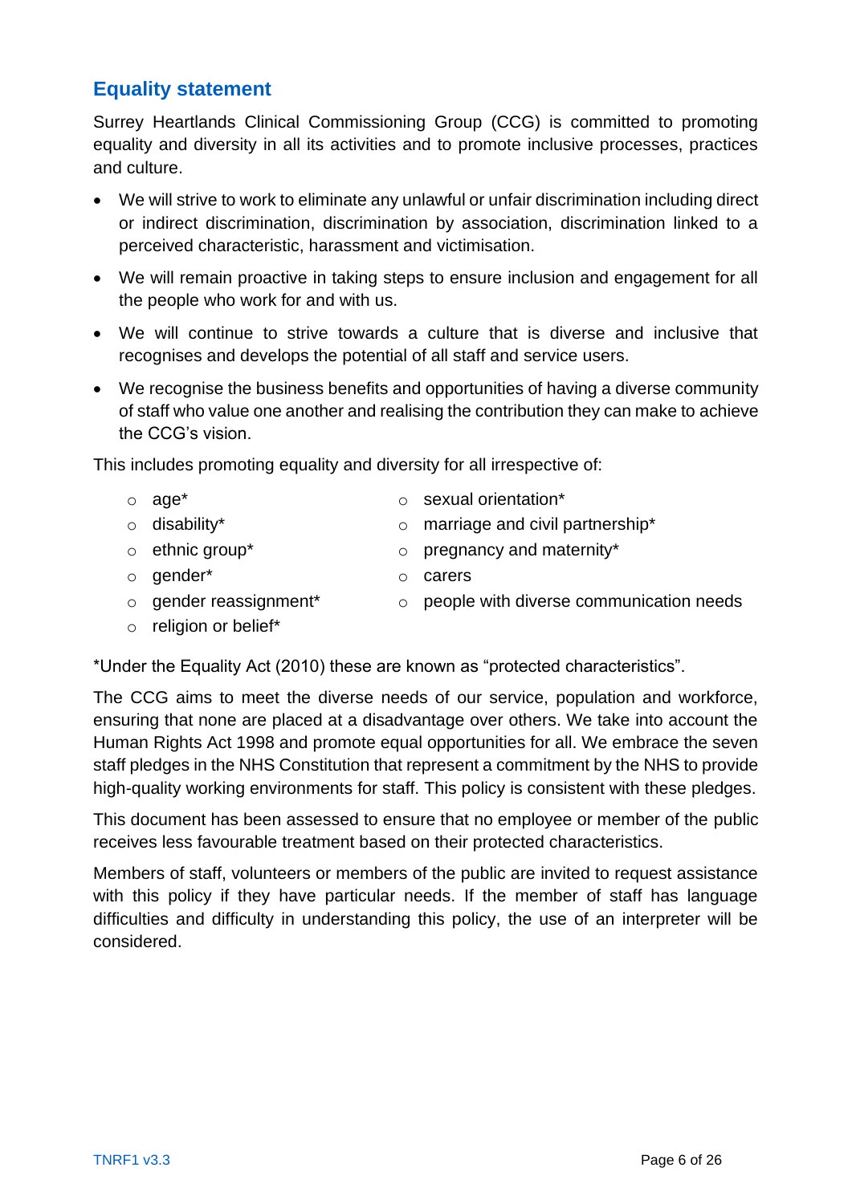## Equality statement

Surrey Heartlands Clinical Commissioning Group (CCG) is committed to promoting equality and diversity in all its activities and to promote inclusive processes, practices and culture.

- We will strive to work to eliminate any unlawful or unfair discrimination including direct or indirect discrimination, discrimination by association, discrimination linked to a perceived characteristic, harassment and victimisation.
- We will remain proactive in taking steps to ensure inclusion and engagement for all the people who work for and with us.
- We will continue to strive towards a culture that is diverse and inclusive that recognises and develops the potential of all staff and service users.
- We recognise the business benefits and opportunities of having a diverse community of staff who value one another and realising the contribution they can make to achieve the CCG's vision.

This includes promoting equality and diversity for all irrespective of:

- age*
- disability*
- ethnic group*
- gender*
- gender reassignment*
- religion or belief*
- sexual orientation*
- marriage and civil partnership*
- pregnancy and maternity*
- carers
- people with diverse communication needs

*Under the Equality Act (2010) these are known as "protected characteristics".

The CCG aims to meet the diverse needs of our service, population and workforce, ensuring that none are placed at a disadvantage over others. We take into account the Human Rights Act 1998 and promote equal opportunities for all. We embrace the seven staff pledges in the NHS Constitution that represent a commitment by the NHS to provide high-quality working environments for staff. This policy is consistent with these pledges.

This document has been assessed to ensure that no employee or member of the public receives less favourable treatment based on their protected characteristics.

Members of staff, volunteers or members of the public are invited to request assistance with this policy if they have particular needs. If the member of staff has language difficulties and difficulty in understanding this policy, the use of an interpreter will be considered.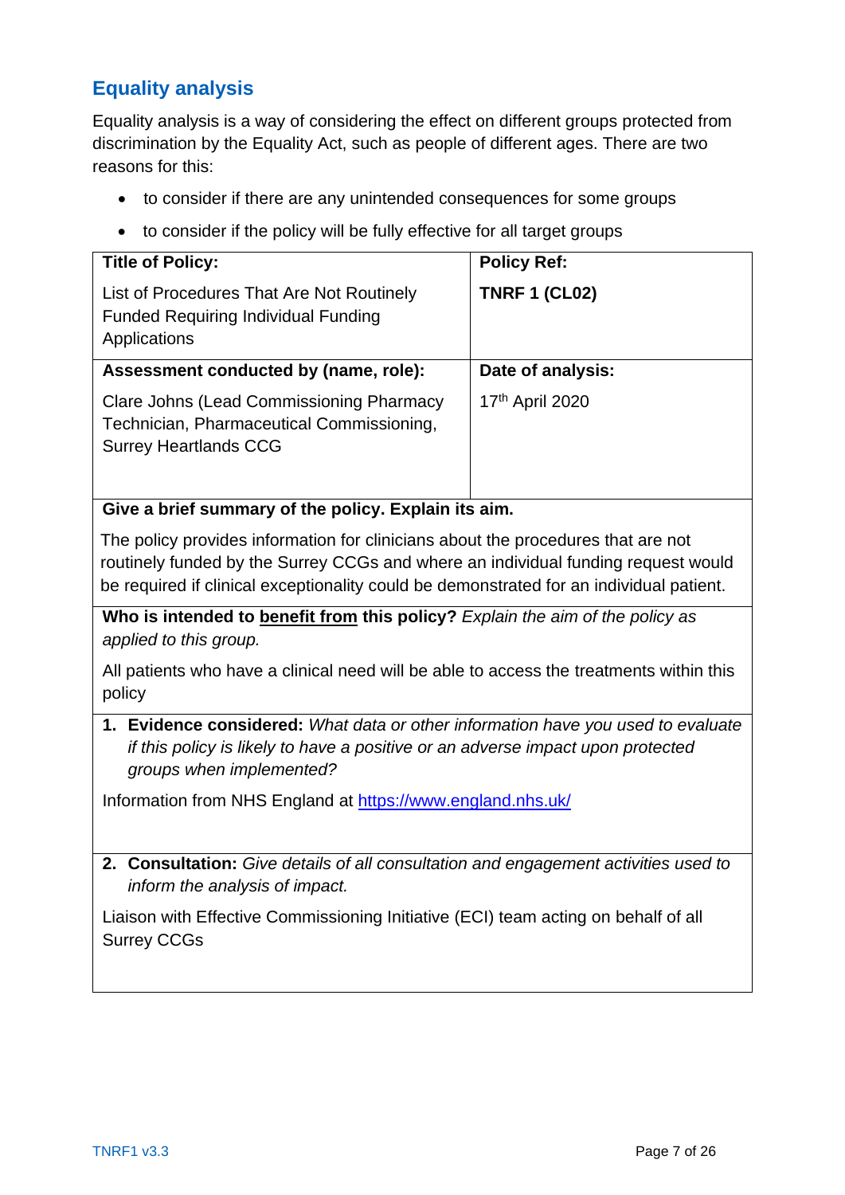## Equality analysis

Equality analysis is a way of considering the effect on different groups protected from discrimination by the Equality Act, such as people of different ages. There are two reasons for this:

- to consider if there are any unintended consequences for some groups
- to consider if the policy will be fully effective for all target groups

| **Title of Policy:** | **Policy Ref:** |
|---|---|
| List of Procedures That Are Not Routinely Funded Requiring Individual Funding Applications | **TNRF 1 (CL02)** |
| **Assessment conducted by (name, role):** | **Date of analysis:** |
| Clare Johns (Lead Commissioning Pharmacy Technician, Pharmaceutical Commissioning, Surrey Heartlands CCG | 17th April 2020 |

**Give a brief summary of the policy. Explain its aim.**

The policy provides information for clinicians about the procedures that are not routinely funded by the Surrey CCGs and where an individual funding request would be required if clinical exceptionality could be demonstrated for an individual patient.

**Who is intended to <u>benefit from</u> this policy?** *Explain the aim of the policy as applied to this group.*

All patients who have a clinical need will be able to access the treatments within this policy

1. **Evidence considered:** *What data or other information have you used to evaluate if this policy is likely to have a positive or an adverse impact upon protected groups when implemented?*

Information from NHS England at https://www.england.nhs.uk/

2. **Consultation:** *Give details of all consultation and engagement activities used to inform the analysis of impact.*

Liaison with Effective Commissioning Initiative (ECI) team acting on behalf of all Surrey CCGs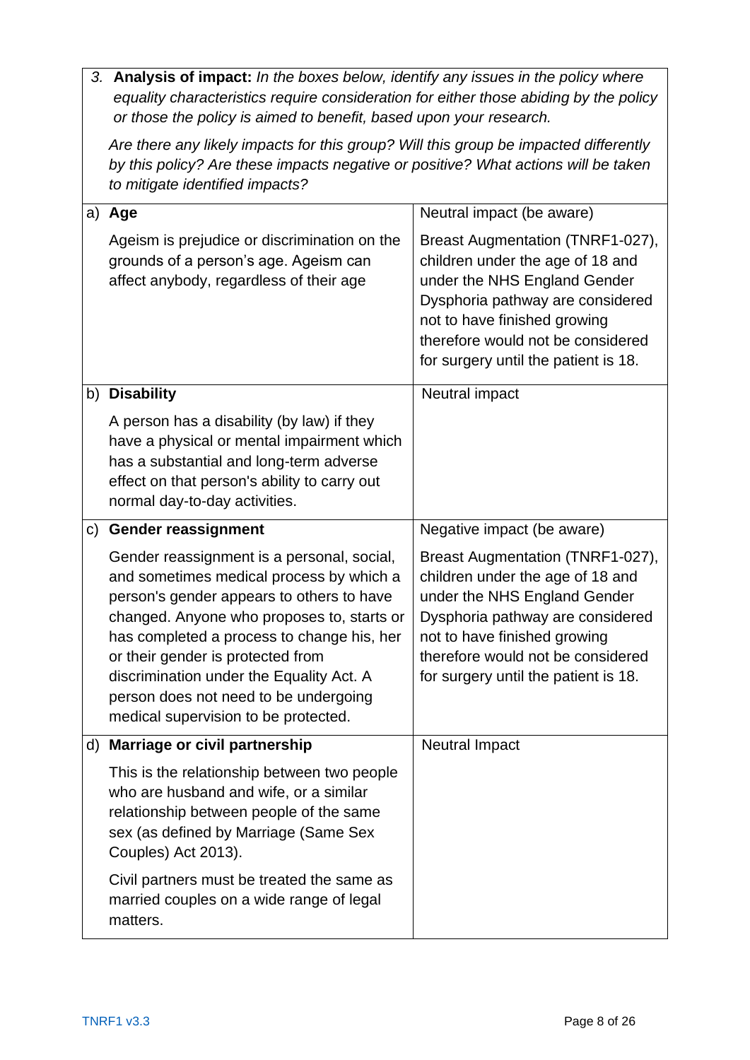3. **Analysis of impact:** *In the boxes below, identify any issues in the policy where equality characteristics require consideration for either those abiding by the policy or those the policy is aimed to benefit, based upon your research.*

   *Are there any likely impacts for this group? Will this group be impacted differently by this policy? Are these impacts negative or positive? What actions will be taken to mitigate identified impacts?*

| Characteristic | Impact |
|---|---|
| a) **Age**<br><br>Ageism is prejudice or discrimination on the grounds of a person's age. Ageism can affect anybody, regardless of their age | Neutral impact (be aware)<br><br>Breast Augmentation (TNRF1-027), children under the age of 18 and under the NHS England Gender Dysphoria pathway are considered not to have finished growing therefore would not be considered for surgery until the patient is 18. |
| b) **Disability**<br><br>A person has a disability (by law) if they have a physical or mental impairment which has a substantial and long-term adverse effect on that person's ability to carry out normal day-to-day activities. | Neutral impact |
| c) **Gender reassignment**<br><br>Gender reassignment is a personal, social, and sometimes medical process by which a person's gender appears to others to have changed. Anyone who proposes to, starts or has completed a process to change his, her or their gender is protected from discrimination under the Equality Act. A person does not need to be undergoing medical supervision to be protected. | Negative impact (be aware)<br><br>Breast Augmentation (TNRF1-027), children under the age of 18 and under the NHS England Gender Dysphoria pathway are considered not to have finished growing therefore would not be considered for surgery until the patient is 18. |
| d) **Marriage or civil partnership**<br><br>This is the relationship between two people who are husband and wife, or a similar relationship between people of the same sex (as defined by Marriage (Same Sex Couples) Act 2013).<br><br>Civil partners must be treated the same as married couples on a wide range of legal matters. | Neutral Impact |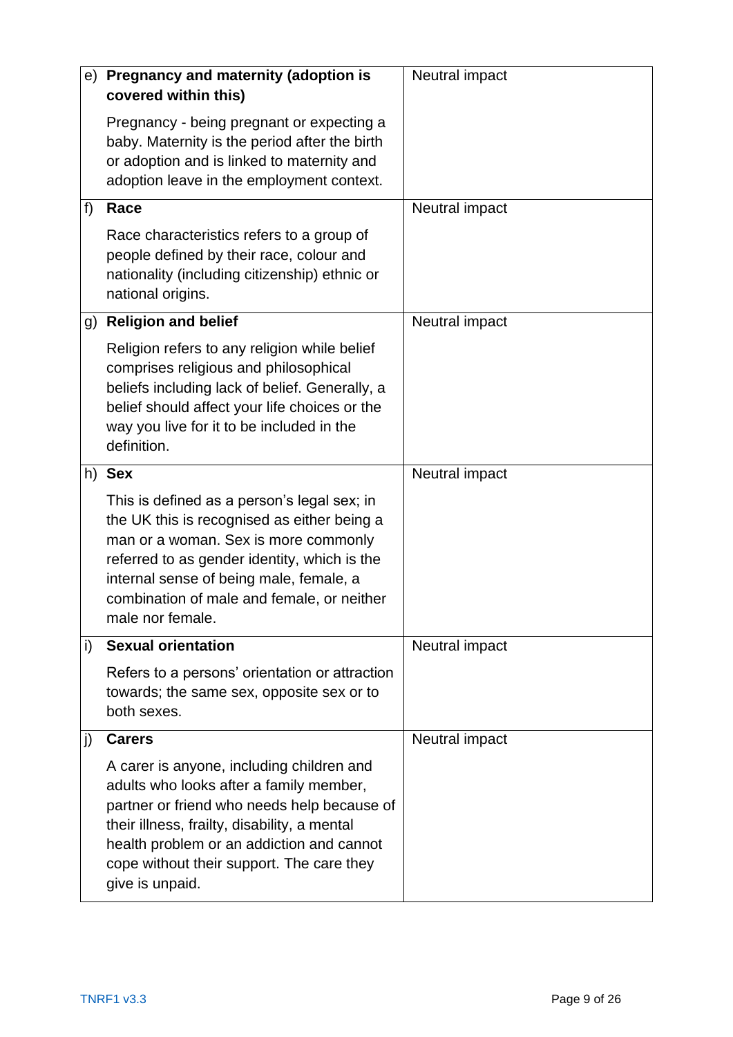| | | |
|---|---|---|
| e) | **Pregnancy and maternity (adoption is covered within this)**<br><br>Pregnancy - being pregnant or expecting a baby. Maternity is the period after the birth or adoption and is linked to maternity and adoption leave in the employment context. | Neutral impact |
| f) | **Race**<br><br>Race characteristics refers to a group of people defined by their race, colour and nationality (including citizenship) ethnic or national origins. | Neutral impact |
| g) | **Religion and belief**<br><br>Religion refers to any religion while belief comprises religious and philosophical beliefs including lack of belief. Generally, a belief should affect your life choices or the way you live for it to be included in the definition. | Neutral impact |
| h) | **Sex**<br><br>This is defined as a person's legal sex; in the UK this is recognised as either being a man or a woman. Sex is more commonly referred to as gender identity, which is the internal sense of being male, female, a combination of male and female, or neither male nor female. | Neutral impact |
| i) | **Sexual orientation**<br><br>Refers to a persons' orientation or attraction towards; the same sex, opposite sex or to both sexes. | Neutral impact |
| j) | **Carers**<br><br>A carer is anyone, including children and adults who looks after a family member, partner or friend who needs help because of their illness, frailty, disability, a mental health problem or an addiction and cannot cope without their support. The care they give is unpaid. | Neutral impact |

TNRF1 v3.3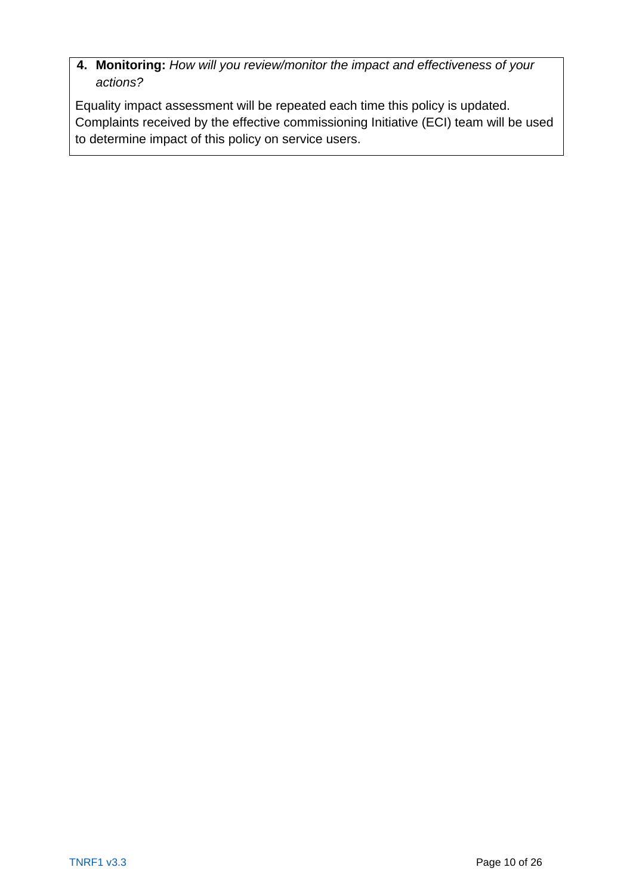**4. Monitoring:** *How will you review/monitor the impact and effectiveness of your actions?*

Equality impact assessment will be repeated each time this policy is updated. Complaints received by the effective commissioning Initiative (ECI) team will be used to determine impact of this policy on service users.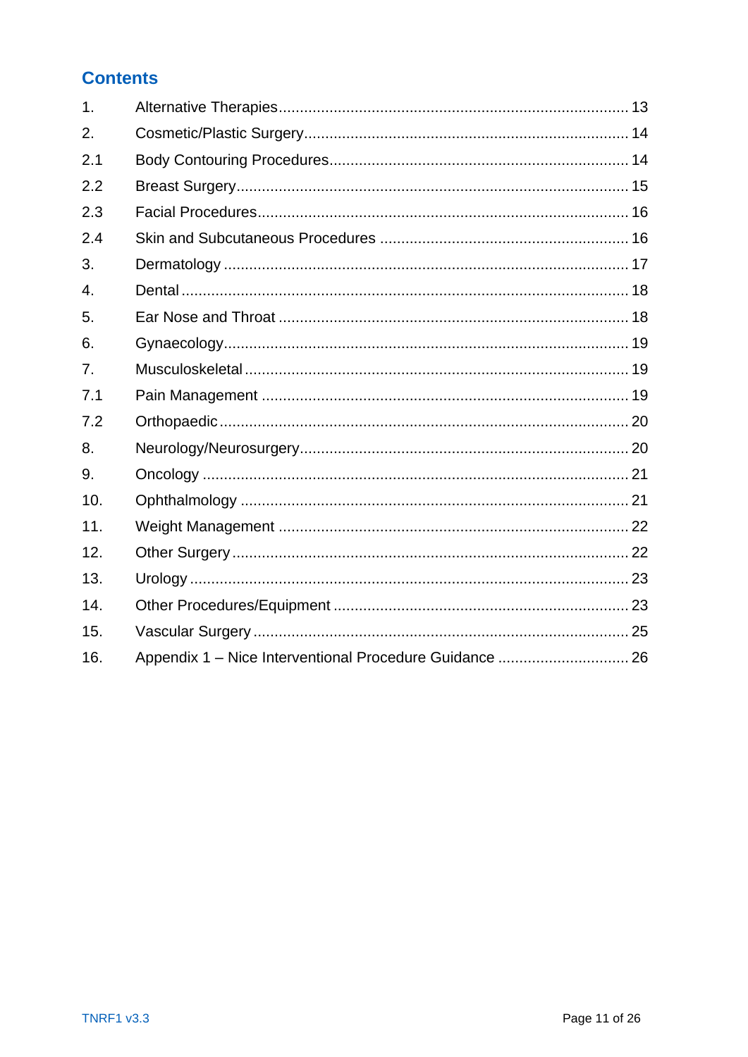## Contents

1. Alternative Therapies ........ 13
2. Cosmetic/Plastic Surgery ........ 14

2.1 Body Contouring Procedures ........ 14

2.2 Breast Surgery ........ 15

2.3 Facial Procedures ........ 16

2.4 Skin and Subcutaneous Procedures ........ 16

3. Dermatology ........ 17
4. Dental ........ 18
5. Ear Nose and Throat ........ 18
6. Gynaecology ........ 19
7. Musculoskeletal ........ 19

7.1 Pain Management ........ 19

7.2 Orthopaedic ........ 20

8. Neurology/Neurosurgery ........ 20
9. Oncology ........ 21
10. Ophthalmology ........ 21
11. Weight Management ........ 22
12. Other Surgery ........ 22
13. Urology ........ 23
14. Other Procedures/Equipment ........ 23
15. Vascular Surgery ........ 25
16. Appendix 1 – Nice Interventional Procedure Guidance ........ 26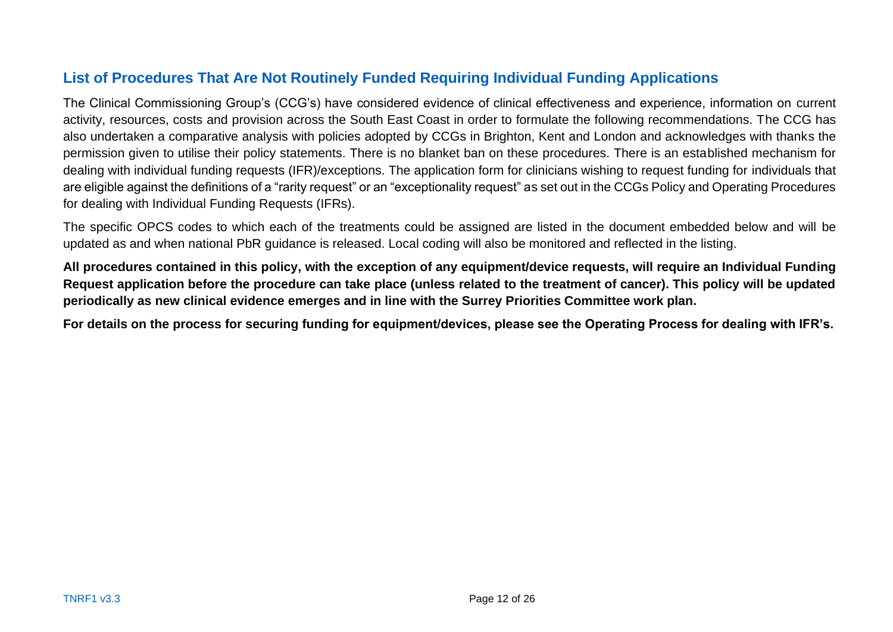## List of Procedures That Are Not Routinely Funded Requiring Individual Funding Applications

The Clinical Commissioning Group's (CCG's) have considered evidence of clinical effectiveness and experience, information on current activity, resources, costs and provision across the South East Coast in order to formulate the following recommendations. The CCG has also undertaken a comparative analysis with policies adopted by CCGs in Brighton, Kent and London and acknowledges with thanks the permission given to utilise their policy statements. There is no blanket ban on these procedures. There is an established mechanism for dealing with individual funding requests (IFR)/exceptions. The application form for clinicians wishing to request funding for individuals that are eligible against the definitions of a "rarity request" or an "exceptionality request" as set out in the CCGs Policy and Operating Procedures for dealing with Individual Funding Requests (IFRs).

The specific OPCS codes to which each of the treatments could be assigned are listed in the document embedded below and will be updated as and when national PbR guidance is released. Local coding will also be monitored and reflected in the listing.

**All procedures contained in this policy, with the exception of any equipment/device requests, will require an Individual Funding Request application before the procedure can take place (unless related to the treatment of cancer). This policy will be updated periodically as new clinical evidence emerges and in line with the Surrey Priorities Committee work plan.**

**For details on the process for securing funding for equipment/devices, please see the Operating Process for dealing with IFR's.**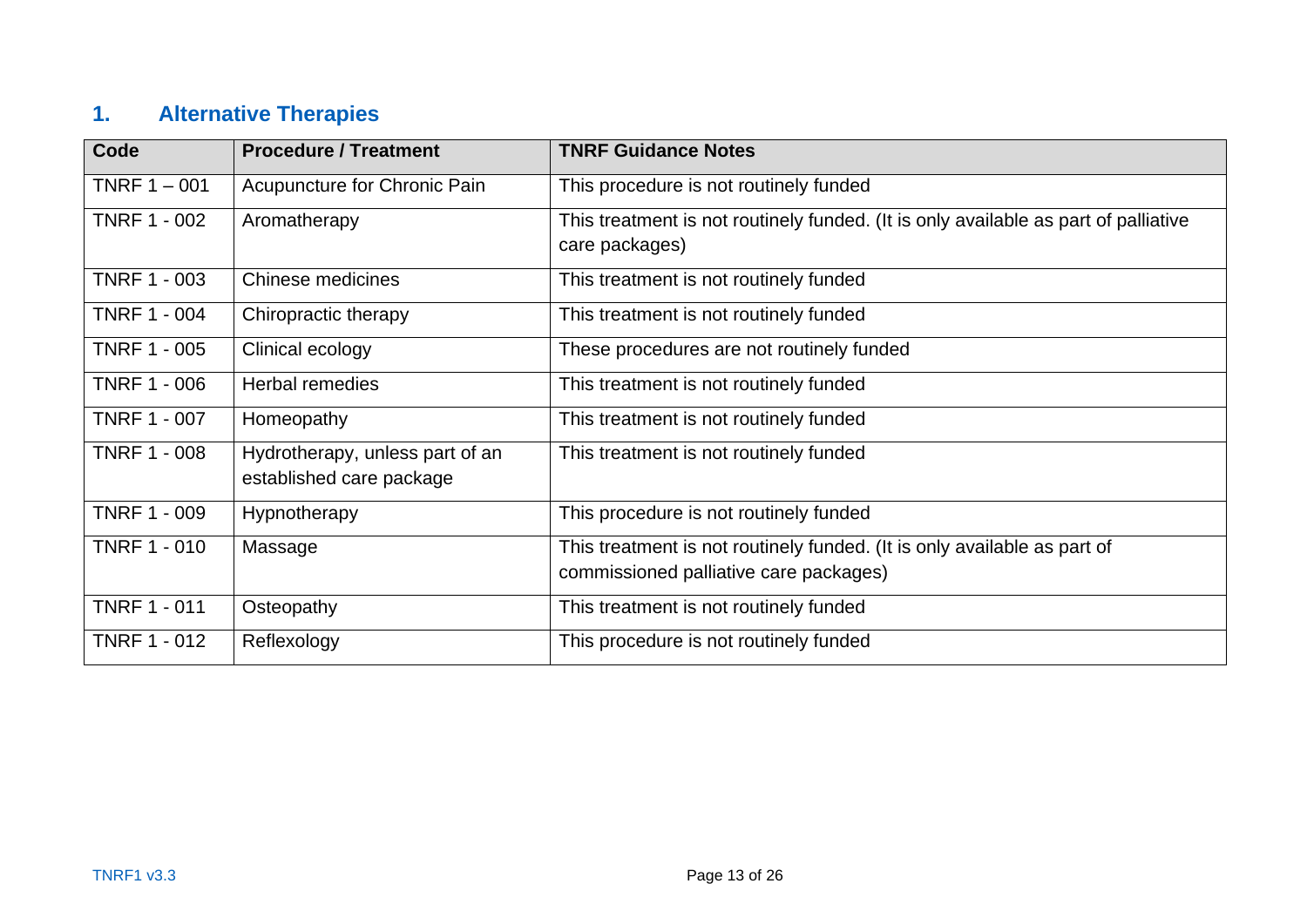## 1. Alternative Therapies

| Code | Procedure / Treatment | TNRF Guidance Notes |
|---|---|---|
| TNRF 1 – 001 | Acupuncture for Chronic Pain | This procedure is not routinely funded |
| TNRF 1 - 002 | Aromatherapy | This treatment is not routinely funded. (It is only available as part of palliative care packages) |
| TNRF 1 - 003 | Chinese medicines | This treatment is not routinely funded |
| TNRF 1 - 004 | Chiropractic therapy | This treatment is not routinely funded |
| TNRF 1 - 005 | Clinical ecology | These procedures are not routinely funded |
| TNRF 1 - 006 | Herbal remedies | This treatment is not routinely funded |
| TNRF 1 - 007 | Homeopathy | This treatment is not routinely funded |
| TNRF 1 - 008 | Hydrotherapy, unless part of an established care package | This treatment is not routinely funded |
| TNRF 1 - 009 | Hypnotherapy | This procedure is not routinely funded |
| TNRF 1 - 010 | Massage | This treatment is not routinely funded. (It is only available as part of commissioned palliative care packages) |
| TNRF 1 - 011 | Osteopathy | This treatment is not routinely funded |
| TNRF 1 - 012 | Reflexology | This procedure is not routinely funded |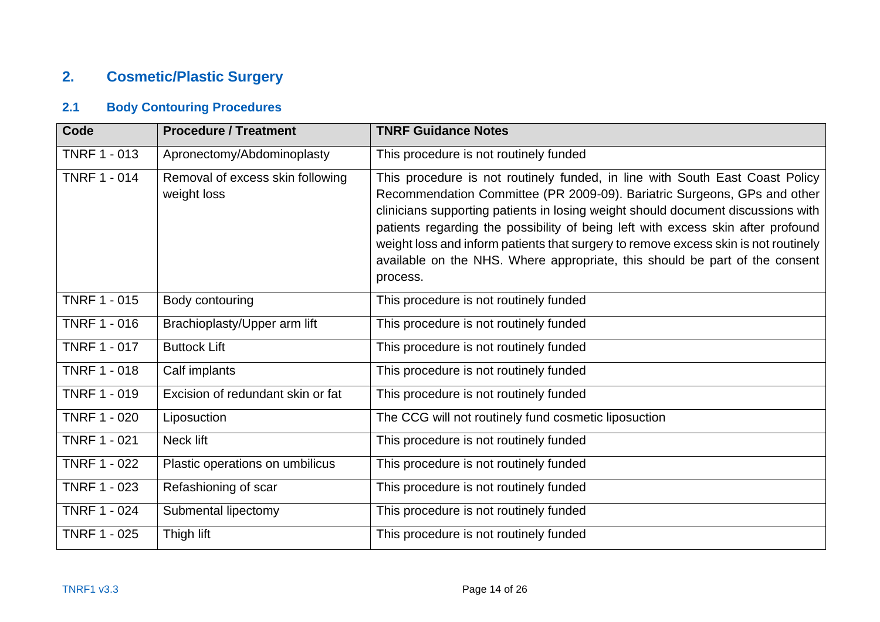## 2. Cosmetic/Plastic Surgery

### 2.1 Body Contouring Procedures

| Code | Procedure / Treatment | TNRF Guidance Notes |
|---|---|---|
| TNRF 1 - 013 | Apronectomy/Abdominoplasty | This procedure is not routinely funded |
| TNRF 1 - 014 | Removal of excess skin following weight loss | This procedure is not routinely funded, in line with South East Coast Policy Recommendation Committee (PR 2009-09). Bariatric Surgeons, GPs and other clinicians supporting patients in losing weight should document discussions with patients regarding the possibility of being left with excess skin after profound weight loss and inform patients that surgery to remove excess skin is not routinely available on the NHS. Where appropriate, this should be part of the consent process. |
| TNRF 1 - 015 | Body contouring | This procedure is not routinely funded |
| TNRF 1 - 016 | Brachioplasty/Upper arm lift | This procedure is not routinely funded |
| TNRF 1 - 017 | Buttock Lift | This procedure is not routinely funded |
| TNRF 1 - 018 | Calf implants | This procedure is not routinely funded |
| TNRF 1 - 019 | Excision of redundant skin or fat | This procedure is not routinely funded |
| TNRF 1 - 020 | Liposuction | The CCG will not routinely fund cosmetic liposuction |
| TNRF 1 - 021 | Neck lift | This procedure is not routinely funded |
| TNRF 1 - 022 | Plastic operations on umbilicus | This procedure is not routinely funded |
| TNRF 1 - 023 | Refashioning of scar | This procedure is not routinely funded |
| TNRF 1 - 024 | Submental lipectomy | This procedure is not routinely funded |
| TNRF 1 - 025 | Thigh lift | This procedure is not routinely funded |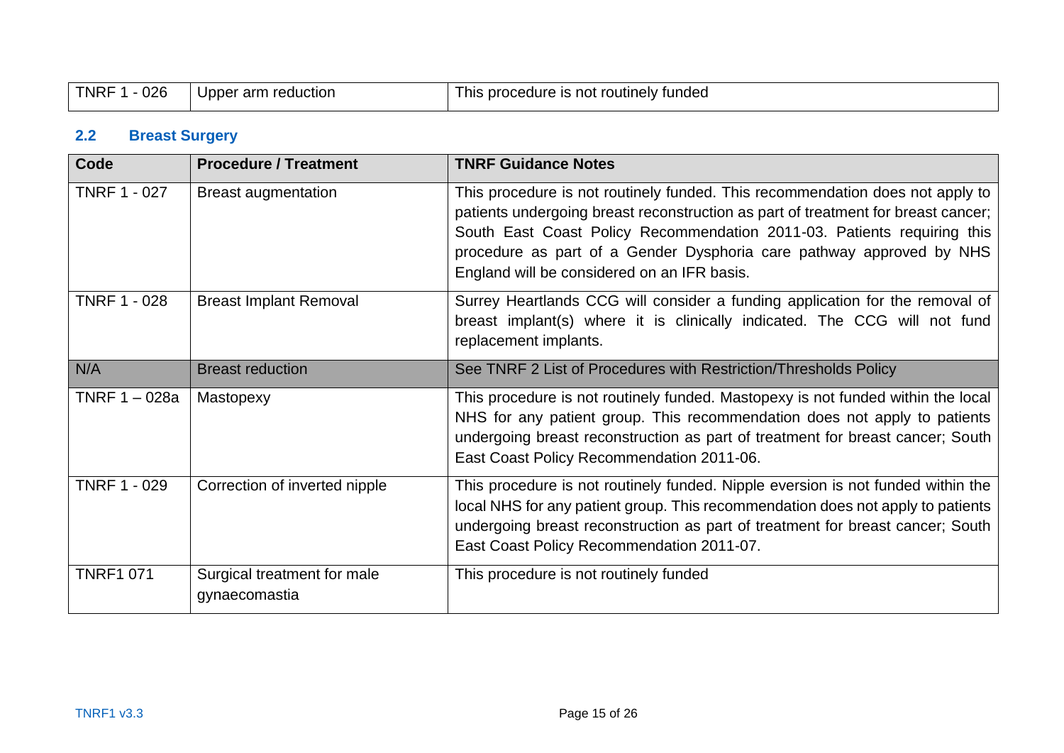| TNRF 1 - 026 | Upper arm reduction | This procedure is not routinely funded |
|---|---|---|

## 2.2 Breast Surgery

| Code | Procedure / Treatment | TNRF Guidance Notes |
|---|---|---|
| TNRF 1 - 027 | Breast augmentation | This procedure is not routinely funded. This recommendation does not apply to patients undergoing breast reconstruction as part of treatment for breast cancer; South East Coast Policy Recommendation 2011-03. Patients requiring this procedure as part of a Gender Dysphoria care pathway approved by NHS England will be considered on an IFR basis. |
| TNRF 1 - 028 | Breast Implant Removal | Surrey Heartlands CCG will consider a funding application for the removal of breast implant(s) where it is clinically indicated. The CCG will not fund replacement implants. |
| N/A | Breast reduction | See TNRF 2 List of Procedures with Restriction/Thresholds Policy |
| TNRF 1 – 028a | Mastopexy | This procedure is not routinely funded. Mastopexy is not funded within the local NHS for any patient group. This recommendation does not apply to patients undergoing breast reconstruction as part of treatment for breast cancer; South East Coast Policy Recommendation 2011-06. |
| TNRF 1 - 029 | Correction of inverted nipple | This procedure is not routinely funded. Nipple eversion is not funded within the local NHS for any patient group. This recommendation does not apply to patients undergoing breast reconstruction as part of treatment for breast cancer; South East Coast Policy Recommendation 2011-07. |
| TNRF1 071 | Surgical treatment for male gynaecomastia | This procedure is not routinely funded |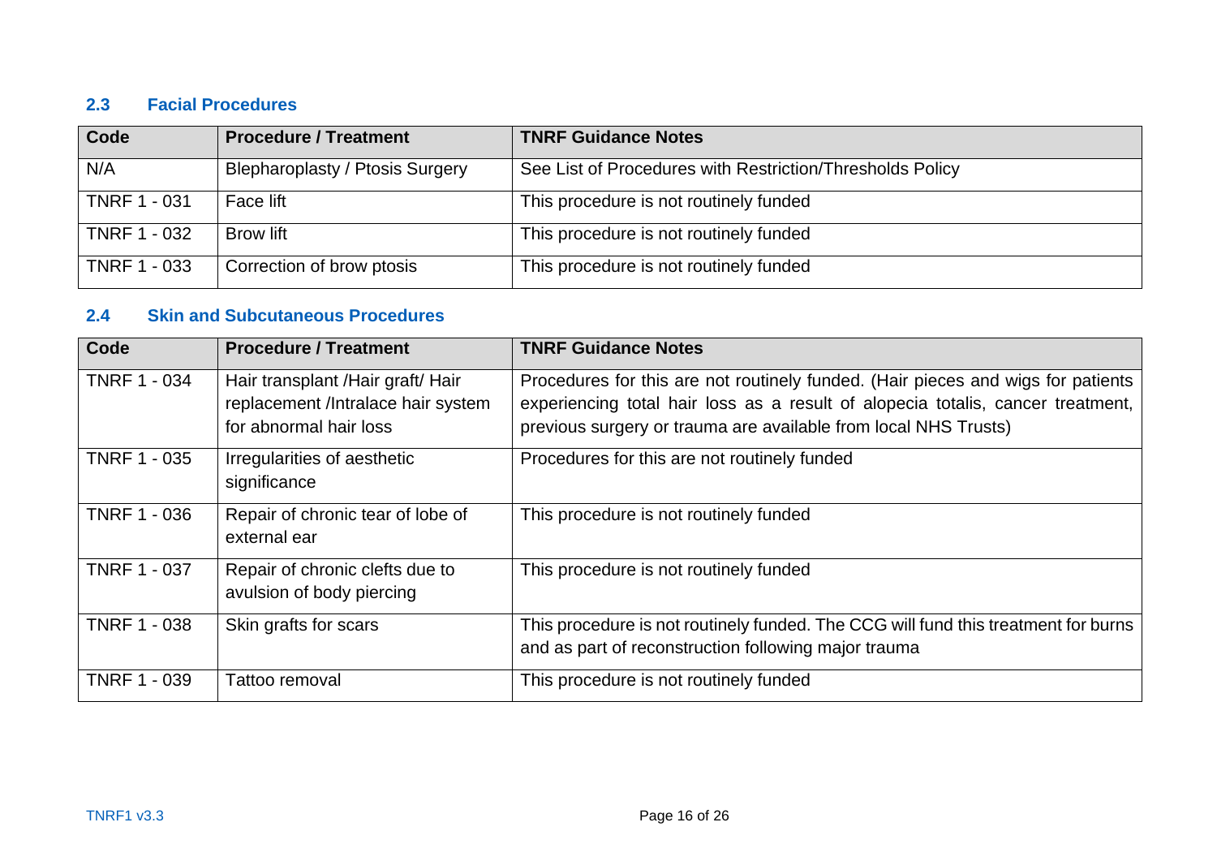### 2.3 Facial Procedures

| Code | Procedure / Treatment | TNRF Guidance Notes |
|---|---|---|
| N/A | Blepharoplasty / Ptosis Surgery | See List of Procedures with Restriction/Thresholds Policy |
| TNRF 1 - 031 | Face lift | This procedure is not routinely funded |
| TNRF 1 - 032 | Brow lift | This procedure is not routinely funded |
| TNRF 1 - 033 | Correction of brow ptosis | This procedure is not routinely funded |

### 2.4 Skin and Subcutaneous Procedures

| Code | Procedure / Treatment | TNRF Guidance Notes |
|---|---|---|
| TNRF 1 - 034 | Hair transplant /Hair graft/ Hair replacement /Intralace hair system for abnormal hair loss | Procedures for this are not routinely funded. (Hair pieces and wigs for patients experiencing total hair loss as a result of alopecia totalis, cancer treatment, previous surgery or trauma are available from local NHS Trusts) |
| TNRF 1 - 035 | Irregularities of aesthetic significance | Procedures for this are not routinely funded |
| TNRF 1 - 036 | Repair of chronic tear of lobe of external ear | This procedure is not routinely funded |
| TNRF 1 - 037 | Repair of chronic clefts due to avulsion of body piercing | This procedure is not routinely funded |
| TNRF 1 - 038 | Skin grafts for scars | This procedure is not routinely funded. The CCG will fund this treatment for burns and as part of reconstruction following major trauma |
| TNRF 1 - 039 | Tattoo removal | This procedure is not routinely funded |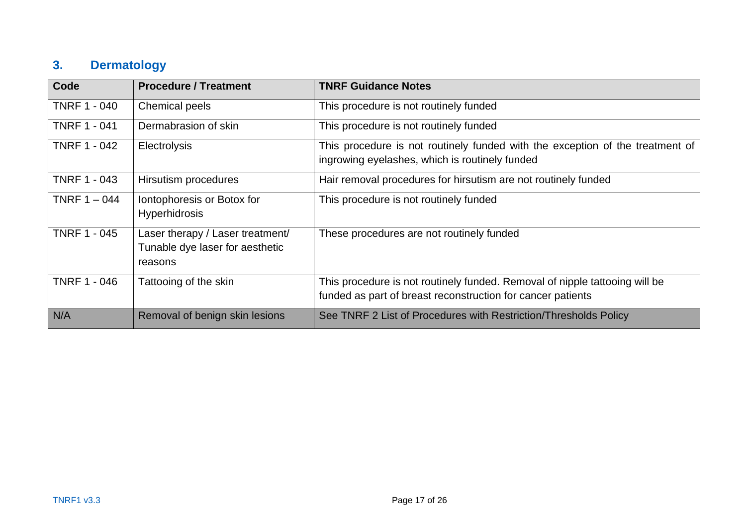## 3. Dermatology

| Code | Procedure / Treatment | TNRF Guidance Notes |
|---|---|---|
| TNRF 1 - 040 | Chemical peels | This procedure is not routinely funded |
| TNRF 1 - 041 | Dermabrasion of skin | This procedure is not routinely funded |
| TNRF 1 - 042 | Electrolysis | This procedure is not routinely funded with the exception of the treatment of ingrowing eyelashes, which is routinely funded |
| TNRF 1 - 043 | Hirsutism procedures | Hair removal procedures for hirsutism are not routinely funded |
| TNRF 1 – 044 | Iontophoresis or Botox for Hyperhidrosis | This procedure is not routinely funded |
| TNRF 1 - 045 | Laser therapy / Laser treatment/ Tunable dye laser for aesthetic reasons | These procedures are not routinely funded |
| TNRF 1 - 046 | Tattooing of the skin | This procedure is not routinely funded. Removal of nipple tattooing will be funded as part of breast reconstruction for cancer patients |
| N/A | Removal of benign skin lesions | See TNRF 2 List of Procedures with Restriction/Thresholds Policy |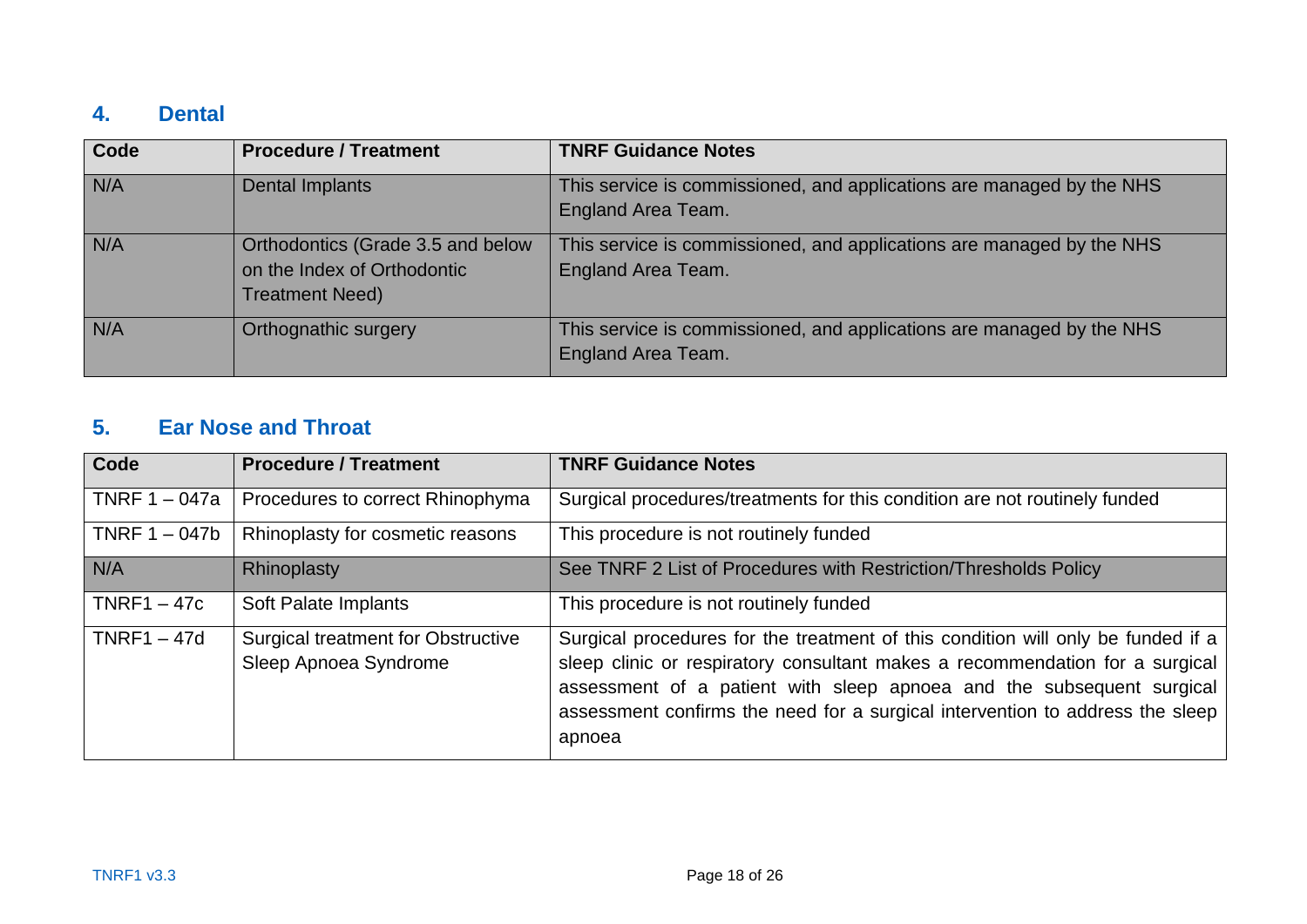## 4. Dental

| Code | Procedure / Treatment | TNRF Guidance Notes |
|---|---|---|
| N/A | Dental Implants | This service is commissioned, and applications are managed by the NHS England Area Team. |
| N/A | Orthodontics (Grade 3.5 and below on the Index of Orthodontic Treatment Need) | This service is commissioned, and applications are managed by the NHS England Area Team. |
| N/A | Orthognathic surgery | This service is commissioned, and applications are managed by the NHS England Area Team. |

## 5. Ear Nose and Throat

| Code | Procedure / Treatment | TNRF Guidance Notes |
|---|---|---|
| TNRF 1 – 047a | Procedures to correct Rhinophyma | Surgical procedures/treatments for this condition are not routinely funded |
| TNRF 1 – 047b | Rhinoplasty for cosmetic reasons | This procedure is not routinely funded |
| N/A | Rhinoplasty | See TNRF 2 List of Procedures with Restriction/Thresholds Policy |
| TNRF1 – 47c | Soft Palate Implants | This procedure is not routinely funded |
| TNRF1 – 47d | Surgical treatment for Obstructive Sleep Apnoea Syndrome | Surgical procedures for the treatment of this condition will only be funded if a sleep clinic or respiratory consultant makes a recommendation for a surgical assessment of a patient with sleep apnoea and the subsequent surgical assessment confirms the need for a surgical intervention to address the sleep apnoea |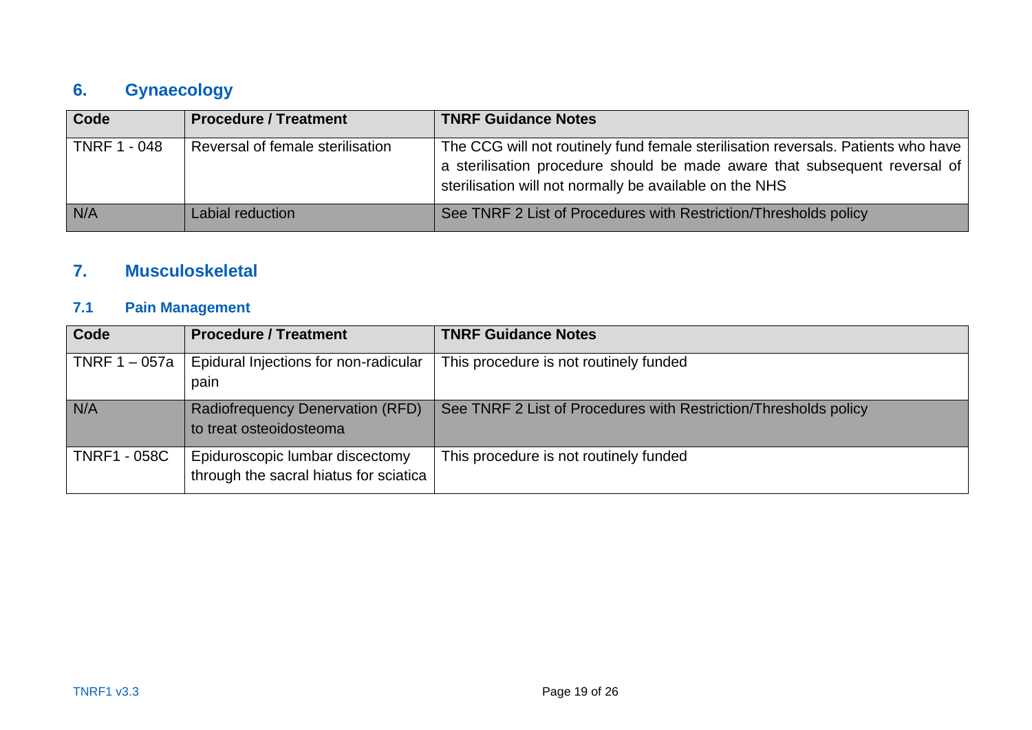## 6. Gynaecology

| Code | Procedure / Treatment | TNRF Guidance Notes |
| --- | --- | --- |
| TNRF 1 - 048 | Reversal of female sterilisation | The CCG will not routinely fund female sterilisation reversals. Patients who have a sterilisation procedure should be made aware that subsequent reversal of sterilisation will not normally be available on the NHS |
| N/A | Labial reduction | See TNRF 2 List of Procedures with Restriction/Thresholds policy |

## 7. Musculoskeletal

### 7.1 Pain Management

| Code | Procedure / Treatment | TNRF Guidance Notes |
| --- | --- | --- |
| TNRF 1 – 057a | Epidural Injections for non-radicular pain | This procedure is not routinely funded |
| N/A | Radiofrequency Denervation (RFD) to treat osteoidosteoma | See TNRF 2 List of Procedures with Restriction/Thresholds policy |
| TNRF1 - 058C | Epiduroscopic lumbar discectomy through the sacral hiatus for sciatica | This procedure is not routinely funded |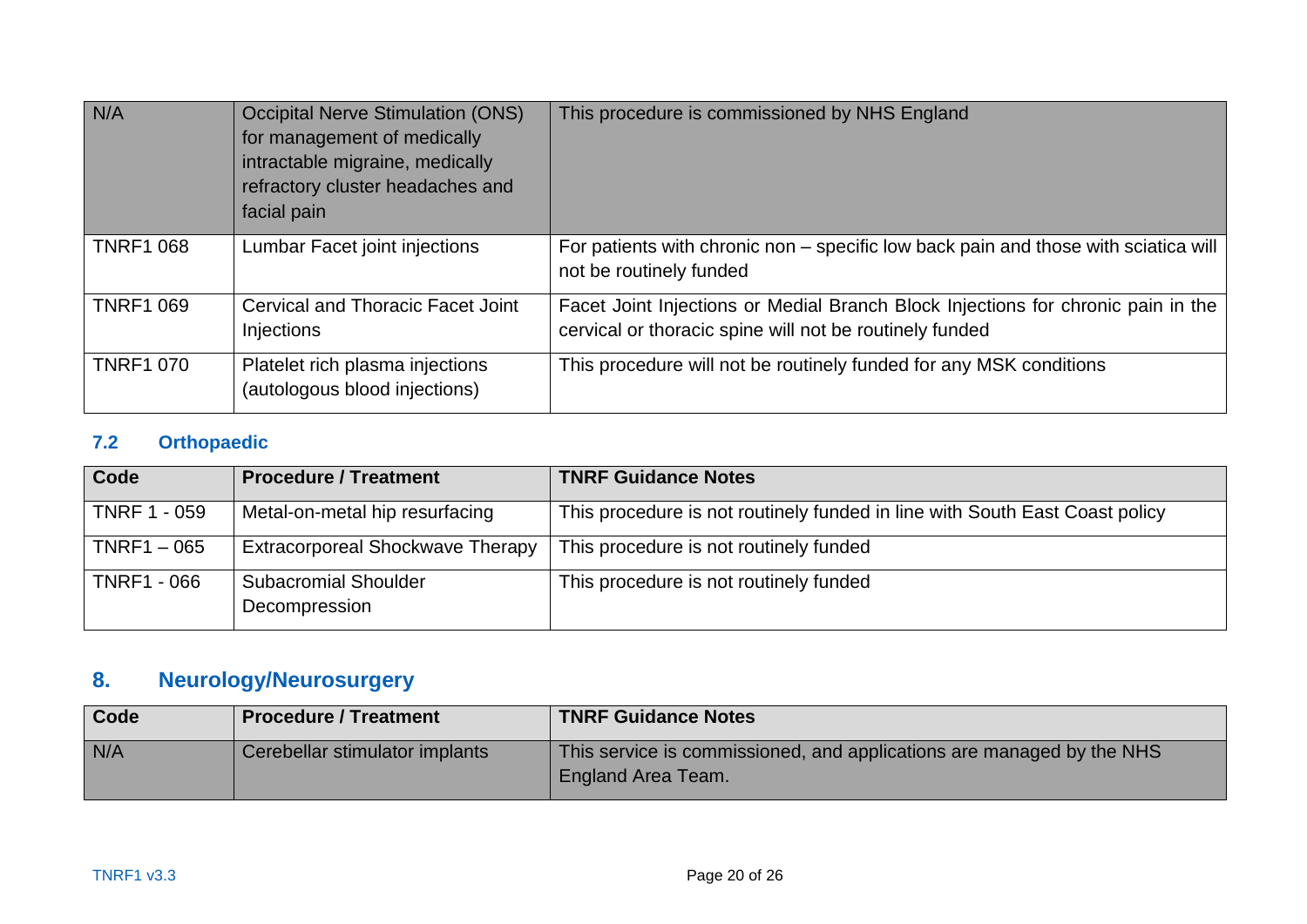| N/A | Occipital Nerve Stimulation (ONS) for management of medically intractable migraine, medically refractory cluster headaches and facial pain | This procedure is commissioned by NHS England |
|---|---|---|
| TNRF1 068 | Lumbar Facet joint injections | For patients with chronic non – specific low back pain and those with sciatica will not be routinely funded |
| TNRF1 069 | Cervical and Thoracic Facet Joint Injections | Facet Joint Injections or Medial Branch Block Injections for chronic pain in the cervical or thoracic spine will not be routinely funded |
| TNRF1 070 | Platelet rich plasma injections (autologous blood injections) | This procedure will not be routinely funded for any MSK conditions |

### 7.2 Orthopaedic

| Code | Procedure / Treatment | TNRF Guidance Notes |
|---|---|---|
| TNRF 1 - 059 | Metal-on-metal hip resurfacing | This procedure is not routinely funded in line with South East Coast policy |
| TNRF1 – 065 | Extracorporeal Shockwave Therapy | This procedure is not routinely funded |
| TNRF1 - 066 | Subacromial Shoulder Decompression | This procedure is not routinely funded |

## 8. Neurology/Neurosurgery

| Code | Procedure / Treatment | TNRF Guidance Notes |
|---|---|---|
| N/A | Cerebellar stimulator implants | This service is commissioned, and applications are managed by the NHS England Area Team. |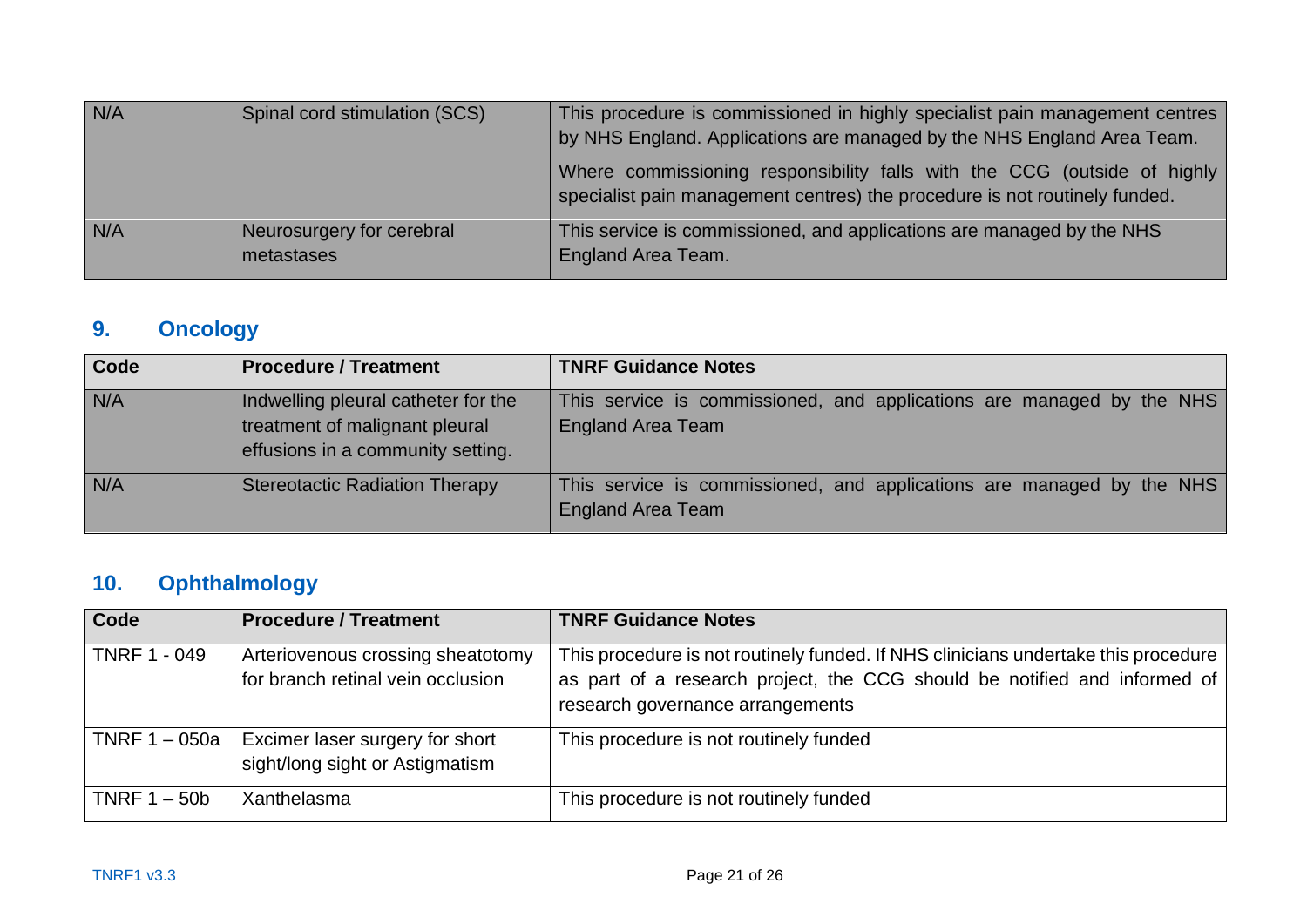| | | |
|---|---|---|
| N/A | Spinal cord stimulation (SCS) | This procedure is commissioned in highly specialist pain management centres by NHS England. Applications are managed by the NHS England Area Team.<br><br>Where commissioning responsibility falls with the CCG (outside of highly specialist pain management centres) the procedure is not routinely funded. |
| N/A | Neurosurgery for cerebral metastases | This service is commissioned, and applications are managed by the NHS England Area Team. |

## 9. Oncology

| Code | Procedure / Treatment | TNRF Guidance Notes |
|---|---|---|
| N/A | Indwelling pleural catheter for the treatment of malignant pleural effusions in a community setting. | This service is commissioned, and applications are managed by the NHS England Area Team |
| N/A | Stereotactic Radiation Therapy | This service is commissioned, and applications are managed by the NHS England Area Team |

## 10. Ophthalmology

| Code | Procedure / Treatment | TNRF Guidance Notes |
|---|---|---|
| TNRF 1 - 049 | Arteriovenous crossing sheatotomy for branch retinal vein occlusion | This procedure is not routinely funded. If NHS clinicians undertake this procedure as part of a research project, the CCG should be notified and informed of research governance arrangements |
| TNRF 1 – 050a | Excimer laser surgery for short sight/long sight or Astigmatism | This procedure is not routinely funded |
| TNRF 1 – 50b | Xanthelasma | This procedure is not routinely funded |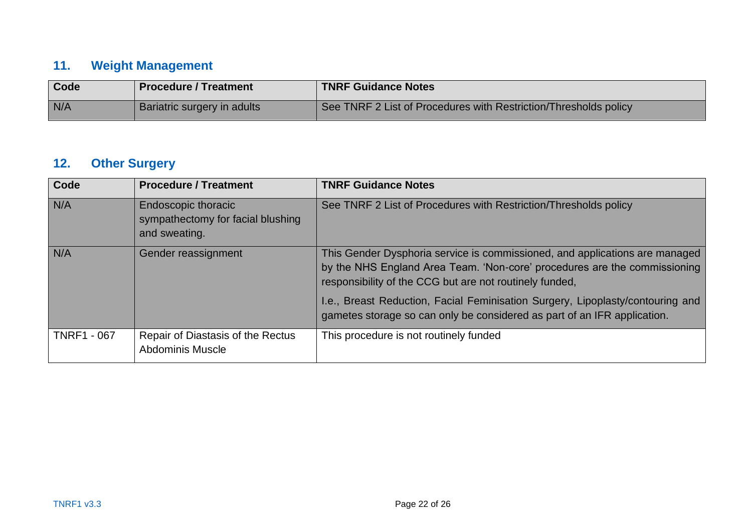## 11. Weight Management

| Code | Procedure / Treatment | TNRF Guidance Notes |
|---|---|---|
| N/A | Bariatric surgery in adults | See TNRF 2 List of Procedures with Restriction/Thresholds policy |

## 12. Other Surgery

| Code | Procedure / Treatment | TNRF Guidance Notes |
|---|---|---|
| N/A | Endoscopic thoracic sympathectomy for facial blushing and sweating. | See TNRF 2 List of Procedures with Restriction/Thresholds policy |
| N/A | Gender reassignment | This Gender Dysphoria service is commissioned, and applications are managed by the NHS England Area Team. 'Non-core' procedures are the commissioning responsibility of the CCG but are not routinely funded,<br><br>I.e., Breast Reduction, Facial Feminisation Surgery, Lipoplasty/contouring and gametes storage so can only be considered as part of an IFR application. |
| TNRF1 - 067 | Repair of Diastasis of the Rectus Abdominis Muscle | This procedure is not routinely funded |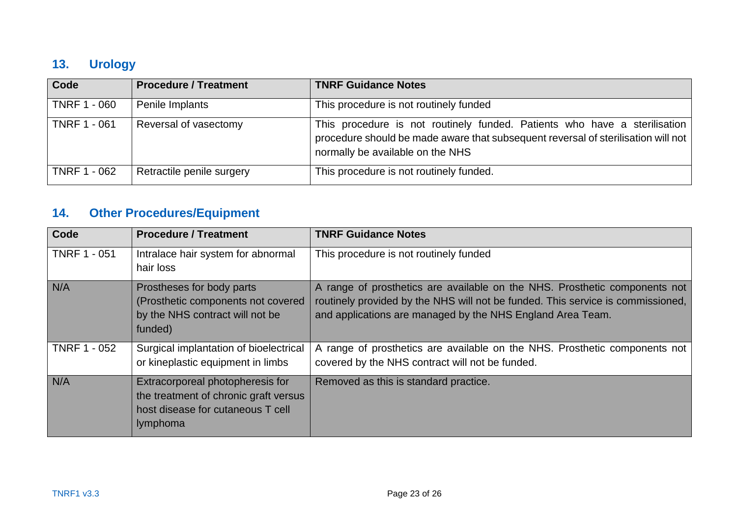## 13. Urology

| Code | Procedure / Treatment | TNRF Guidance Notes |
|---|---|---|
| TNRF 1 - 060 | Penile Implants | This procedure is not routinely funded |
| TNRF 1 - 061 | Reversal of vasectomy | This procedure is not routinely funded. Patients who have a sterilisation procedure should be made aware that subsequent reversal of sterilisation will not normally be available on the NHS |
| TNRF 1 - 062 | Retractile penile surgery | This procedure is not routinely funded. |

## 14. Other Procedures/Equipment

| Code | Procedure / Treatment | TNRF Guidance Notes |
|---|---|---|
| TNRF 1 - 051 | Intralace hair system for abnormal hair loss | This procedure is not routinely funded |
| N/A | Prostheses for body parts (Prosthetic components not covered by the NHS contract will not be funded) | A range of prosthetics are available on the NHS. Prosthetic components not routinely provided by the NHS will not be funded. This service is commissioned, and applications are managed by the NHS England Area Team. |
| TNRF 1 - 052 | Surgical implantation of bioelectrical or kineplastic equipment in limbs | A range of prosthetics are available on the NHS. Prosthetic components not covered by the NHS contract will not be funded. |
| N/A | Extracorporeal photopheresis for the treatment of chronic graft versus host disease for cutaneous T cell lymphoma | Removed as this is standard practice. |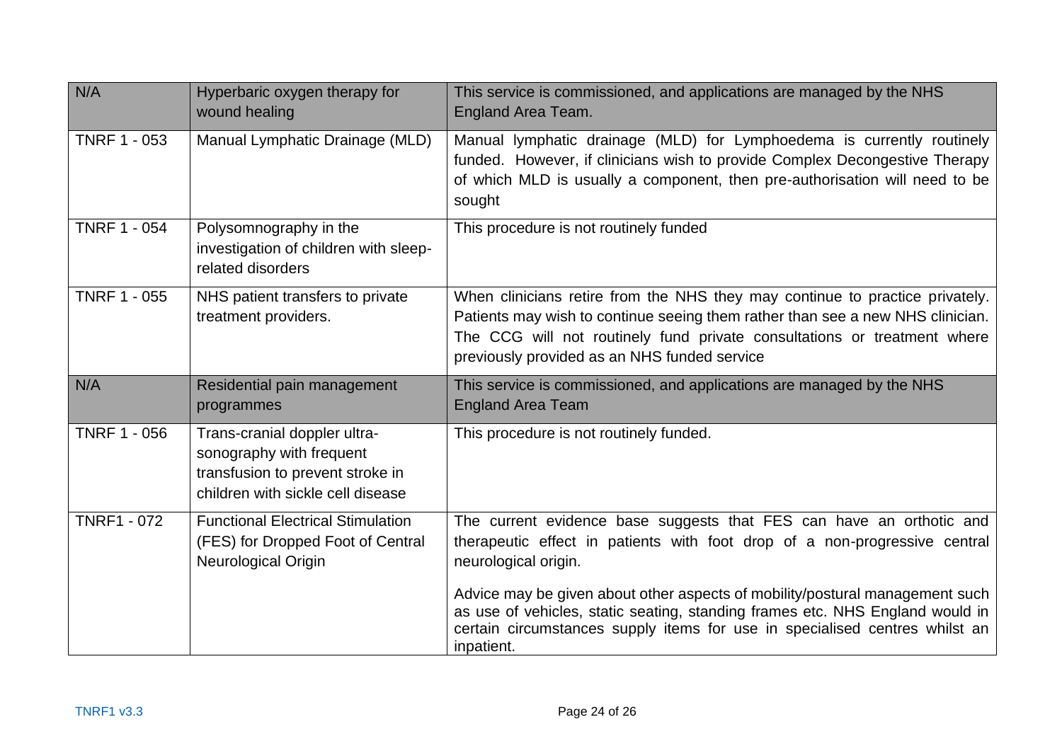| N/A | Hyperbaric oxygen therapy for wound healing | This service is commissioned, and applications are managed by the NHS England Area Team. |
|---|---|---|
| TNRF 1 - 053 | Manual Lymphatic Drainage (MLD) | Manual lymphatic drainage (MLD) for Lymphoedema is currently routinely funded. However, if clinicians wish to provide Complex Decongestive Therapy of which MLD is usually a component, then pre-authorisation will need to be sought |
| TNRF 1 - 054 | Polysomnography in the investigation of children with sleep-related disorders | This procedure is not routinely funded |
| TNRF 1 - 055 | NHS patient transfers to private treatment providers. | When clinicians retire from the NHS they may continue to practice privately. Patients may wish to continue seeing them rather than see a new NHS clinician. The CCG will not routinely fund private consultations or treatment where previously provided as an NHS funded service |
| N/A | Residential pain management programmes | This service is commissioned, and applications are managed by the NHS England Area Team |
| TNRF 1 - 056 | Trans-cranial doppler ultra-sonography with frequent transfusion to prevent stroke in children with sickle cell disease | This procedure is not routinely funded. |
| TNRF1 - 072 | Functional Electrical Stimulation (FES) for Dropped Foot of Central Neurological Origin | The current evidence base suggests that FES can have an orthotic and therapeutic effect in patients with foot drop of a non-progressive central neurological origin.<br><br>Advice may be given about other aspects of mobility/postural management such as use of vehicles, static seating, standing frames etc. NHS England would in certain circumstances supply items for use in specialised centres whilst an inpatient. |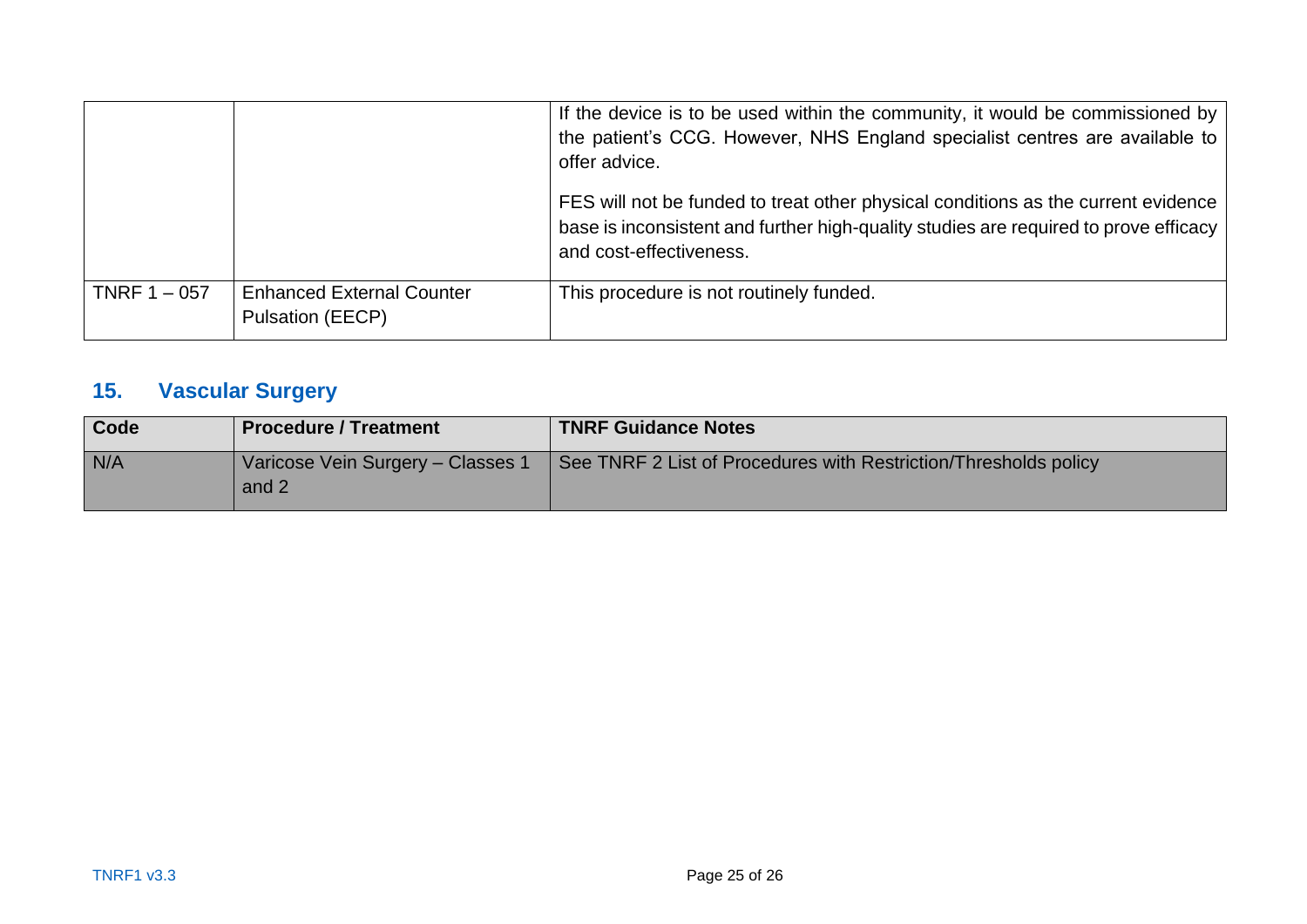| | | |
|---|---|---|
| | | If the device is to be used within the community, it would be commissioned by the patient's CCG. However, NHS England specialist centres are available to offer advice.<br><br>FES will not be funded to treat other physical conditions as the current evidence base is inconsistent and further high-quality studies are required to prove efficacy and cost-effectiveness. |
| TNRF 1 – 057 | Enhanced External Counter Pulsation (EECP) | This procedure is not routinely funded. |

## 15. Vascular Surgery

| Code | Procedure / Treatment | TNRF Guidance Notes |
|---|---|---|
| N/A | Varicose Vein Surgery – Classes 1 and 2 | See TNRF 2 List of Procedures with Restriction/Thresholds policy |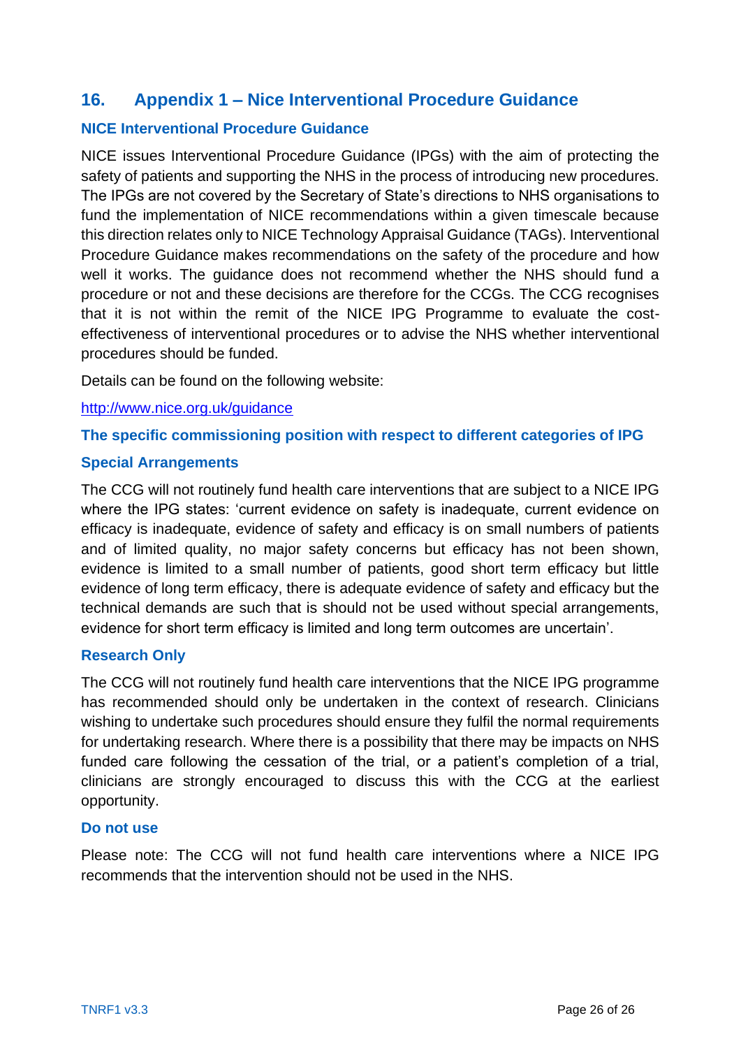## 16. Appendix 1 – Nice Interventional Procedure Guidance

### NICE Interventional Procedure Guidance

NICE issues Interventional Procedure Guidance (IPGs) with the aim of protecting the safety of patients and supporting the NHS in the process of introducing new procedures. The IPGs are not covered by the Secretary of State's directions to NHS organisations to fund the implementation of NICE recommendations within a given timescale because this direction relates only to NICE Technology Appraisal Guidance (TAGs). Interventional Procedure Guidance makes recommendations on the safety of the procedure and how well it works. The guidance does not recommend whether the NHS should fund a procedure or not and these decisions are therefore for the CCGs. The CCG recognises that it is not within the remit of the NICE IPG Programme to evaluate the cost-effectiveness of interventional procedures or to advise the NHS whether interventional procedures should be funded.

Details can be found on the following website:

http://www.nice.org.uk/guidance

### The specific commissioning position with respect to different categories of IPG

### Special Arrangements

The CCG will not routinely fund health care interventions that are subject to a NICE IPG where the IPG states: 'current evidence on safety is inadequate, current evidence on efficacy is inadequate, evidence of safety and efficacy is on small numbers of patients and of limited quality, no major safety concerns but efficacy has not been shown, evidence is limited to a small number of patients, good short term efficacy but little evidence of long term efficacy, there is adequate evidence of safety and efficacy but the technical demands are such that is should not be used without special arrangements, evidence for short term efficacy is limited and long term outcomes are uncertain'.

### Research Only

The CCG will not routinely fund health care interventions that the NICE IPG programme has recommended should only be undertaken in the context of research. Clinicians wishing to undertake such procedures should ensure they fulfil the normal requirements for undertaking research. Where there is a possibility that there may be impacts on NHS funded care following the cessation of the trial, or a patient's completion of a trial, clinicians are strongly encouraged to discuss this with the CCG at the earliest opportunity.

### Do not use

Please note: The CCG will not fund health care interventions where a NICE IPG recommends that the intervention should not be used in the NHS.